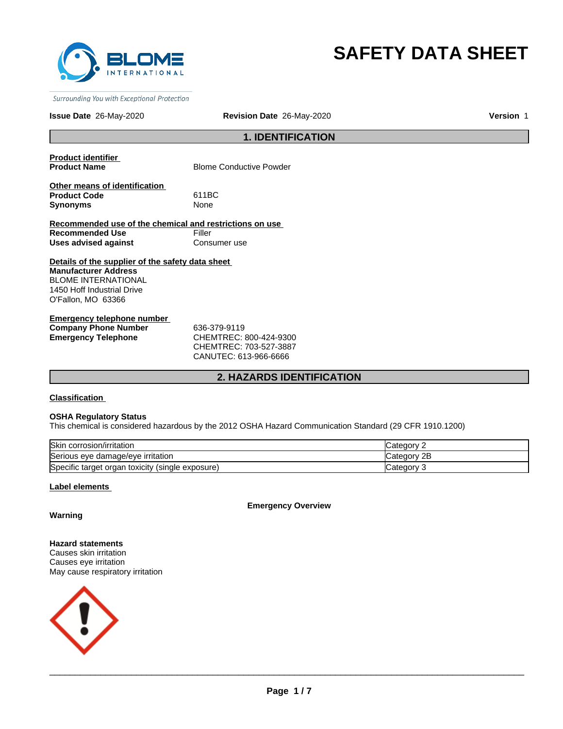# SAFETY DATA SHEET

**Issue Date** 26-May-2020 **Revision Date** 26-May-2020 **Version** 1

## 1. IDENTIFICATION

**Product identifier**

**Product Name** Blome Conductive Powder

**Other means of identification**

**Product Code** 611BC
**Synonyms** None

**Recommended use of the chemical and restrictions on use**

**Recommended Use** Filler
**Uses advised against** Consumer use

**Details of the supplier of the safety data sheet**

**Manufacturer Address**
BLOME INTERNATIONAL
1450 Hoff Industrial Drive
O'Fallon, MO 63366

**Emergency telephone number**

**Company Phone Number** 636-379-9119
**Emergency Telephone** CHEMTREC: 800-424-9300
CHEMTREC: 703-527-3887
CANUTEC: 613-966-6666

## 2. HAZARDS IDENTIFICATION

**Classification**

**OSHA Regulatory Status**
This chemical is considered hazardous by the 2012 OSHA Hazard Communication Standard (29 CFR 1910.1200)

| | |
|---|---|
| Skin corrosion/irritation | Category 2 |
| Serious eye damage/eye irritation | Category 2B |
| Specific target organ toxicity (single exposure) | Category 3 |

**Label elements**

**Emergency Overview**

**Warning**

**Hazard statements**
Causes skin irritation
Causes eye irritation
May cause respiratory irritation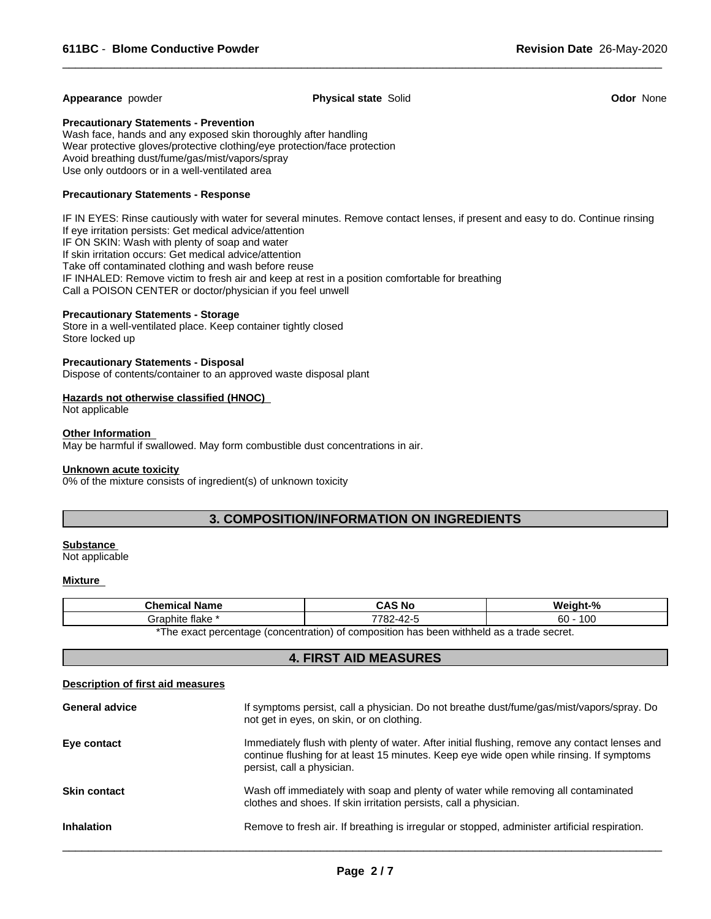**Appearance** powder **Physical state** Solid **Odor** None

**Precautionary Statements - Prevention**

Wash face, hands and any exposed skin thoroughly after handling
Wear protective gloves/protective clothing/eye protection/face protection
Avoid breathing dust/fume/gas/mist/vapors/spray
Use only outdoors or in a well-ventilated area

**Precautionary Statements - Response**

IF IN EYES: Rinse cautiously with water for several minutes. Remove contact lenses, if present and easy to do. Continue rinsing
If eye irritation persists: Get medical advice/attention
IF ON SKIN: Wash with plenty of soap and water
If skin irritation occurs: Get medical advice/attention
Take off contaminated clothing and wash before reuse
IF INHALED: Remove victim to fresh air and keep at rest in a position comfortable for breathing
Call a POISON CENTER or doctor/physician if you feel unwell

**Precautionary Statements - Storage**

Store in a well-ventilated place. Keep container tightly closed
Store locked up

**Precautionary Statements - Disposal**

Dispose of contents/container to an approved waste disposal plant

**Hazards not otherwise classified (HNOC)**

Not applicable

**Other Information**

May be harmful if swallowed. May form combustible dust concentrations in air.

**Unknown acute toxicity**

0% of the mixture consists of ingredient(s) of unknown toxicity

## 3. COMPOSITION/INFORMATION ON INGREDIENTS

**Substance**

Not applicable

**Mixture**

| Chemical Name | CAS No | Weight-% |
|---|---|---|
| Graphite flake * | 7782-42-5 | 60 - 100 |

*The exact percentage (concentration) of composition has been withheld as a trade secret.

## 4. FIRST AID MEASURES

**Description of first aid measures**

**General advice** If symptoms persist, call a physician. Do not breathe dust/fume/gas/mist/vapors/spray. Do not get in eyes, on skin, or on clothing.

**Eye contact** Immediately flush with plenty of water. After initial flushing, remove any contact lenses and continue flushing for at least 15 minutes. Keep eye wide open while rinsing. If symptoms persist, call a physician.

**Skin contact** Wash off immediately with soap and plenty of water while removing all contaminated clothes and shoes. If skin irritation persists, call a physician.

**Inhalation** Remove to fresh air. If breathing is irregular or stopped, administer artificial respiration.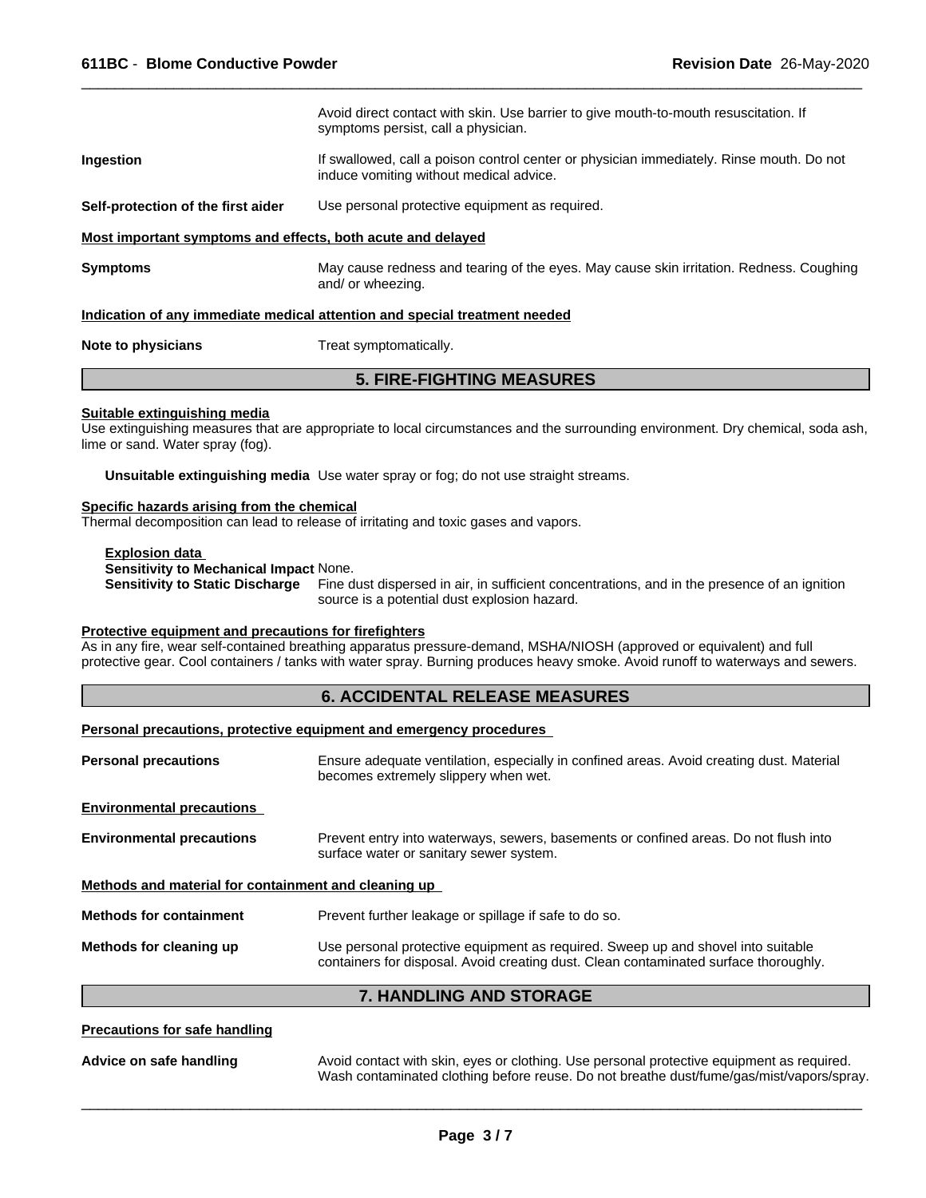Avoid direct contact with skin. Use barrier to give mouth-to-mouth resuscitation. If symptoms persist, call a physician.

**Ingestion** If swallowed, call a poison control center or physician immediately. Rinse mouth. Do not induce vomiting without medical advice.

**Self-protection of the first aider** Use personal protective equipment as required.

**Most important symptoms and effects, both acute and delayed**

**Symptoms** May cause redness and tearing of the eyes. May cause skin irritation. Redness. Coughing and/ or wheezing.

**Indication of any immediate medical attention and special treatment needed**

**Note to physicians** Treat symptomatically.

## 5. FIRE-FIGHTING MEASURES

**Suitable extinguishing media**

Use extinguishing measures that are appropriate to local circumstances and the surrounding environment. Dry chemical, soda ash, lime or sand. Water spray (fog).

**Unsuitable extinguishing media** Use water spray or fog; do not use straight streams.

**Specific hazards arising from the chemical**

Thermal decomposition can lead to release of irritating and toxic gases and vapors.

**Explosion data**

**Sensitivity to Mechanical Impact** None.

**Sensitivity to Static Discharge** Fine dust dispersed in air, in sufficient concentrations, and in the presence of an ignition source is a potential dust explosion hazard.

**Protective equipment and precautions for firefighters**

As in any fire, wear self-contained breathing apparatus pressure-demand, MSHA/NIOSH (approved or equivalent) and full protective gear. Cool containers / tanks with water spray. Burning produces heavy smoke. Avoid runoff to waterways and sewers.

## 6. ACCIDENTAL RELEASE MEASURES

**Personal precautions, protective equipment and emergency procedures**

**Personal precautions** Ensure adequate ventilation, especially in confined areas. Avoid creating dust. Material becomes extremely slippery when wet.

**Environmental precautions**

**Environmental precautions** Prevent entry into waterways, sewers, basements or confined areas. Do not flush into surface water or sanitary sewer system.

**Methods and material for containment and cleaning up**

**Methods for containment** Prevent further leakage or spillage if safe to do so.

**Methods for cleaning up** Use personal protective equipment as required. Sweep up and shovel into suitable containers for disposal. Avoid creating dust. Clean contaminated surface thoroughly.

## 7. HANDLING AND STORAGE

**Precautions for safe handling**

**Advice on safe handling** Avoid contact with skin, eyes or clothing. Use personal protective equipment as required. Wash contaminated clothing before reuse. Do not breathe dust/fume/gas/mist/vapors/spray.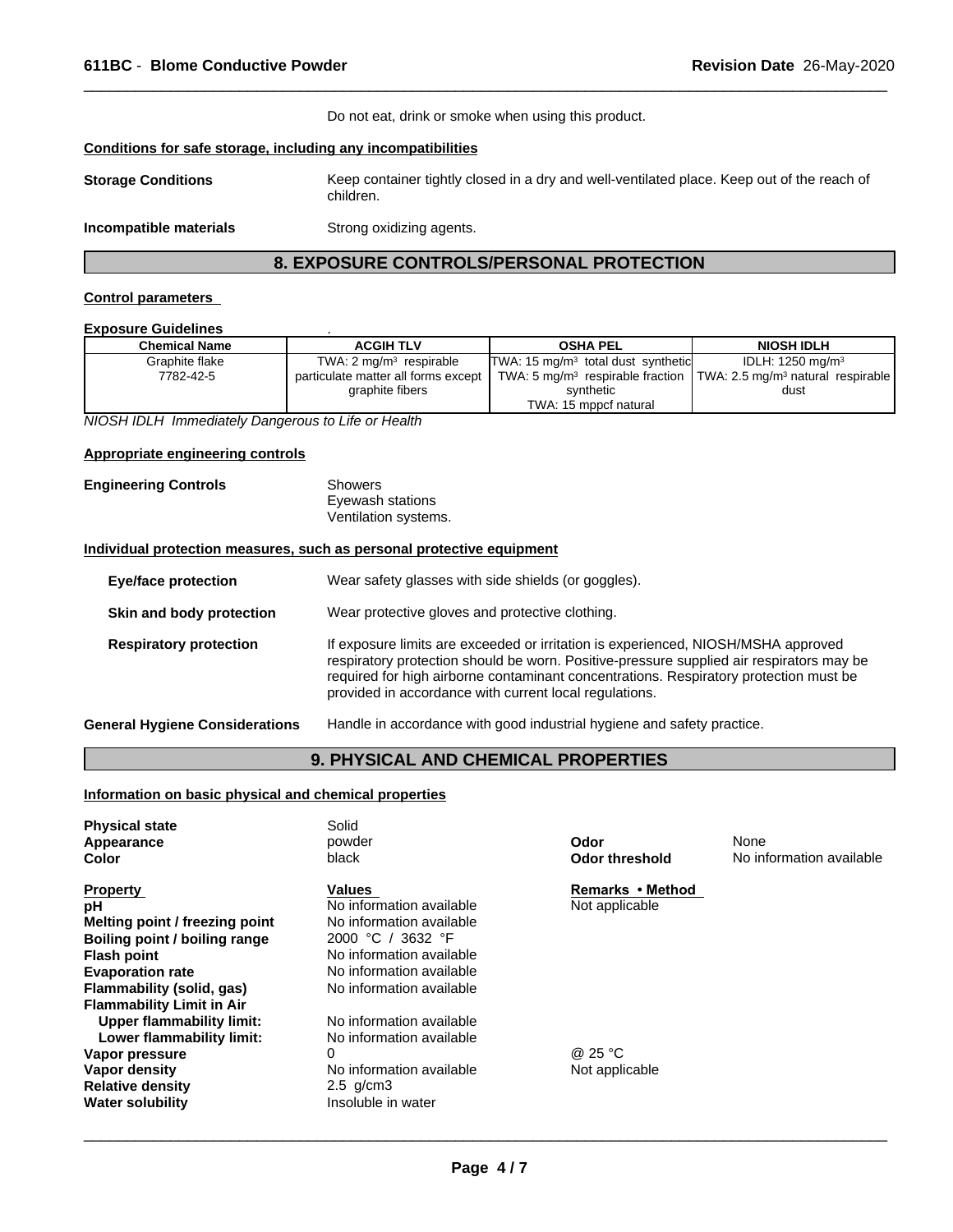Do not eat, drink or smoke when using this product.

**Conditions for safe storage, including any incompatibilities**

**Storage Conditions** Keep container tightly closed in a dry and well-ventilated place. Keep out of the reach of children.

**Incompatible materials** Strong oxidizing agents.

## 8. EXPOSURE CONTROLS/PERSONAL PROTECTION

**Control parameters**

**Exposure Guidelines** .

| Chemical Name | ACGIH TLV | OSHA PEL | NIOSH IDLH |
|---|---|---|---|
| Graphite flake<br>7782-42-5 | TWA: 2 mg/m³ respirable particulate matter all forms except graphite fibers | TWA: 15 mg/m³ total dust synthetic<br>TWA: 5 mg/m³ respirable fraction synthetic<br>TWA: 15 mppcf natural | IDLH: 1250 mg/m³<br>TWA: 2.5 mg/m³ natural respirable dust |

*NIOSH IDLH Immediately Dangerous to Life or Health*

**Appropriate engineering controls**

**Engineering Controls** Showers
Eyewash stations
Ventilation systems.

**Individual protection measures, such as personal protective equipment**

**Eye/face protection** Wear safety glasses with side shields (or goggles).

**Skin and body protection** Wear protective gloves and protective clothing.

**Respiratory protection** If exposure limits are exceeded or irritation is experienced, NIOSH/MSHA approved respiratory protection should be worn. Positive-pressure supplied air respirators may be required for high airborne contaminant concentrations. Respiratory protection must be provided in accordance with current local regulations.

**General Hygiene Considerations** Handle in accordance with good industrial hygiene and safety practice.

## 9. PHYSICAL AND CHEMICAL PROPERTIES

**Information on basic physical and chemical properties**

**Physical state** Solid
**Appearance** powder **Odor** None
**Color** black **Odor threshold** No information available

| Property | Values | Remarks • Method |
|---|---|---|
| **pH** | No information available | Not applicable |
| **Melting point / freezing point** | No information available | |
| **Boiling point / boiling range** | 2000 °C / 3632 °F | |
| **Flash point** | No information available | |
| **Evaporation rate** | No information available | |
| **Flammability (solid, gas)** | No information available | |
| **Flammability Limit in Air** | | |
| **Upper flammability limit:** | No information available | |
| **Lower flammability limit:** | No information available | |
| **Vapor pressure** | 0 | @ 25 °C |
| **Vapor density** | No information available | Not applicable |
| **Relative density** | 2.5 g/cm3 | |
| **Water solubility** | Insoluble in water | |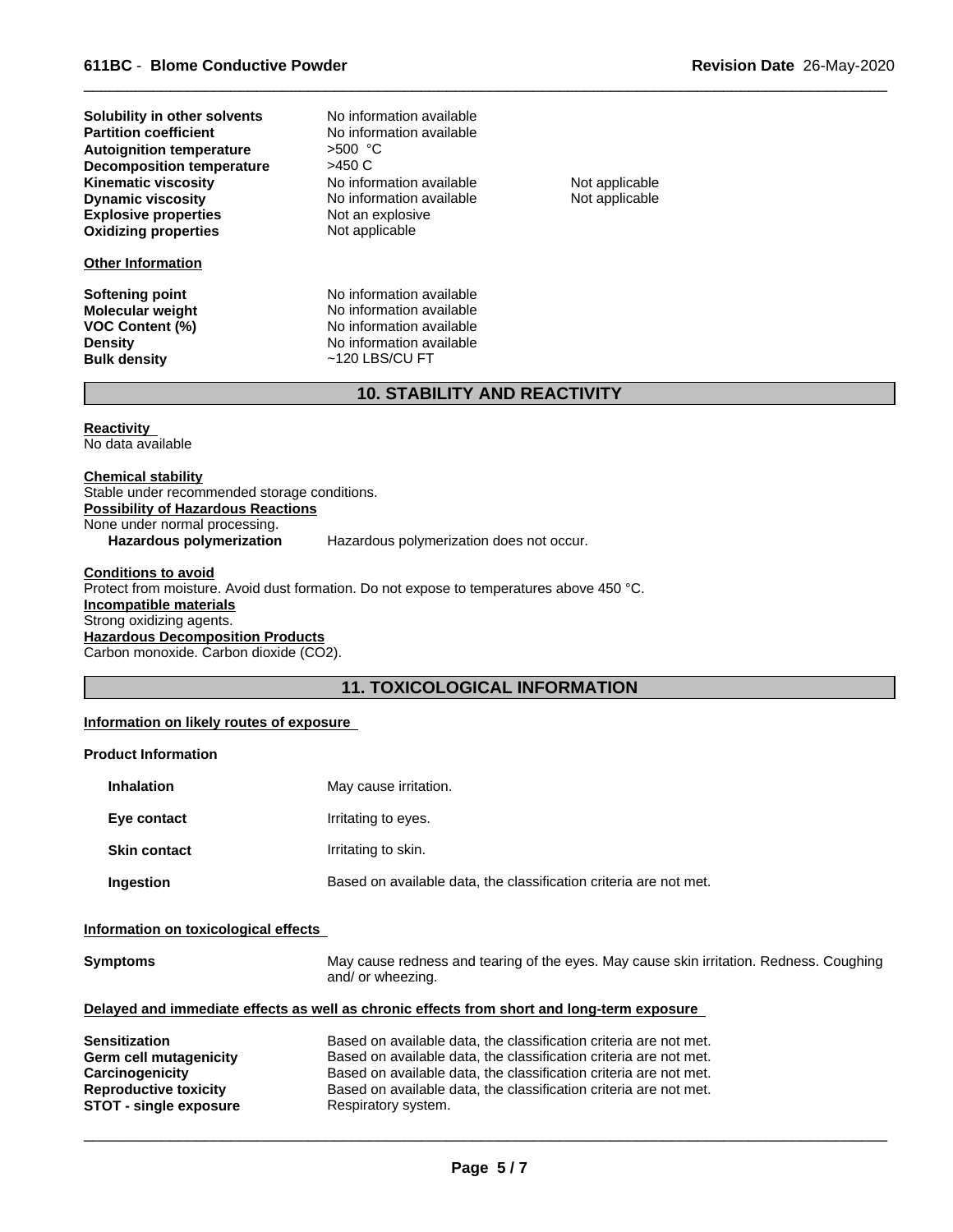| | | |
|---|---|---|
| **Solubility in other solvents** | No information available | |
| **Partition coefficient** | No information available | |
| **Autoignition temperature** | >500 °C | |
| **Decomposition temperature** | >450 C | |
| **Kinematic viscosity** | No information available | Not applicable |
| **Dynamic viscosity** | No information available | Not applicable |
| **Explosive properties** | Not an explosive | |
| **Oxidizing properties** | Not applicable | |

**Other Information**

| | |
|---|---|
| **Softening point** | No information available |
| **Molecular weight** | No information available |
| **VOC Content (%)** | No information available |
| **Density** | No information available |
| **Bulk density** | ~120 LBS/CU FT |

## 10. STABILITY AND REACTIVITY

**Reactivity**
No data available

**Chemical stability**
Stable under recommended storage conditions.

**Possibility of Hazardous Reactions**
None under normal processing.

**Hazardous polymerization** Hazardous polymerization does not occur.

**Conditions to avoid**
Protect from moisture. Avoid dust formation. Do not expose to temperatures above 450 °C.

**Incompatible materials**
Strong oxidizing agents.

**Hazardous Decomposition Products**
Carbon monoxide. Carbon dioxide ($CO_2$).

## 11. TOXICOLOGICAL INFORMATION

**Information on likely routes of exposure**

**Product Information**

| | |
|---|---|
| **Inhalation** | May cause irritation. |
| **Eye contact** | Irritating to eyes. |
| **Skin contact** | Irritating to skin. |
| **Ingestion** | Based on available data, the classification criteria are not met. |

**Information on toxicological effects**

**Symptoms** May cause redness and tearing of the eyes. May cause skin irritation. Redness. Coughing and/ or wheezing.

**Delayed and immediate effects as well as chronic effects from short and long-term exposure**

| | |
|---|---|
| **Sensitization** | Based on available data, the classification criteria are not met. |
| **Germ cell mutagenicity** | Based on available data, the classification criteria are not met. |
| **Carcinogenicity** | Based on available data, the classification criteria are not met. |
| **Reproductive toxicity** | Based on available data, the classification criteria are not met. |
| **STOT - single exposure** | Respiratory system. |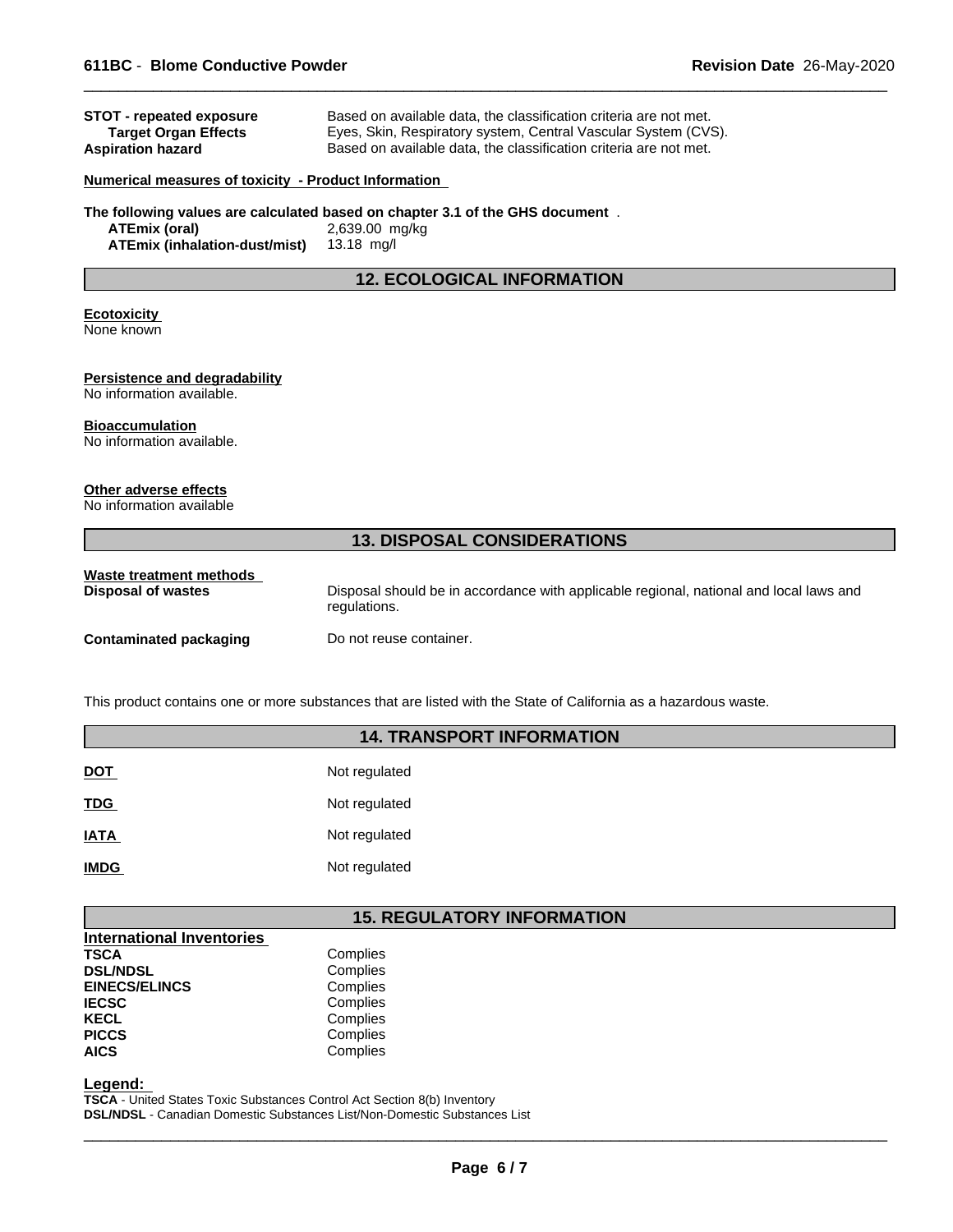| | |
|---|---|
| **STOT - repeated exposure** | Based on available data, the classification criteria are not met. |
| **Target Organ Effects** | Eyes, Skin, Respiratory system, Central Vascular System (CVS). |
| **Aspiration hazard** | Based on available data, the classification criteria are not met. |

**Numerical measures of toxicity - Product Information**

**The following values are calculated based on chapter 3.1 of the GHS document** .

| | |
|---|---|
| **ATEmix (oral)** | 2,639.00 mg/kg |
| **ATEmix (inhalation-dust/mist)** | 13.18 mg/l |

## 12. ECOLOGICAL INFORMATION

**Ecotoxicity**
None known

**Persistence and degradability**
No information available.

**Bioaccumulation**
No information available.

**Other adverse effects**
No information available

## 13. DISPOSAL CONSIDERATIONS

**Waste treatment methods**

| | |
|---|---|
| **Disposal of wastes** | Disposal should be in accordance with applicable regional, national and local laws and regulations. |
| **Contaminated packaging** | Do not reuse container. |

This product contains one or more substances that are listed with the State of California as a hazardous waste.

## 14. TRANSPORT INFORMATION

| | |
|---|---|
| **DOT** | Not regulated |
| **TDG** | Not regulated |
| **IATA** | Not regulated |
| **IMDG** | Not regulated |

## 15. REGULATORY INFORMATION

**International Inventories**

| | |
|---|---|
| **TSCA** | Complies |
| **DSL/NDSL** | Complies |
| **EINECS/ELINCS** | Complies |
| **IECSC** | Complies |
| **KECL** | Complies |
| **PICCS** | Complies |
| **AICS** | Complies |

**Legend:**
**TSCA** - United States Toxic Substances Control Act Section 8(b) Inventory
**DSL/NDSL** - Canadian Domestic Substances List/Non-Domestic Substances List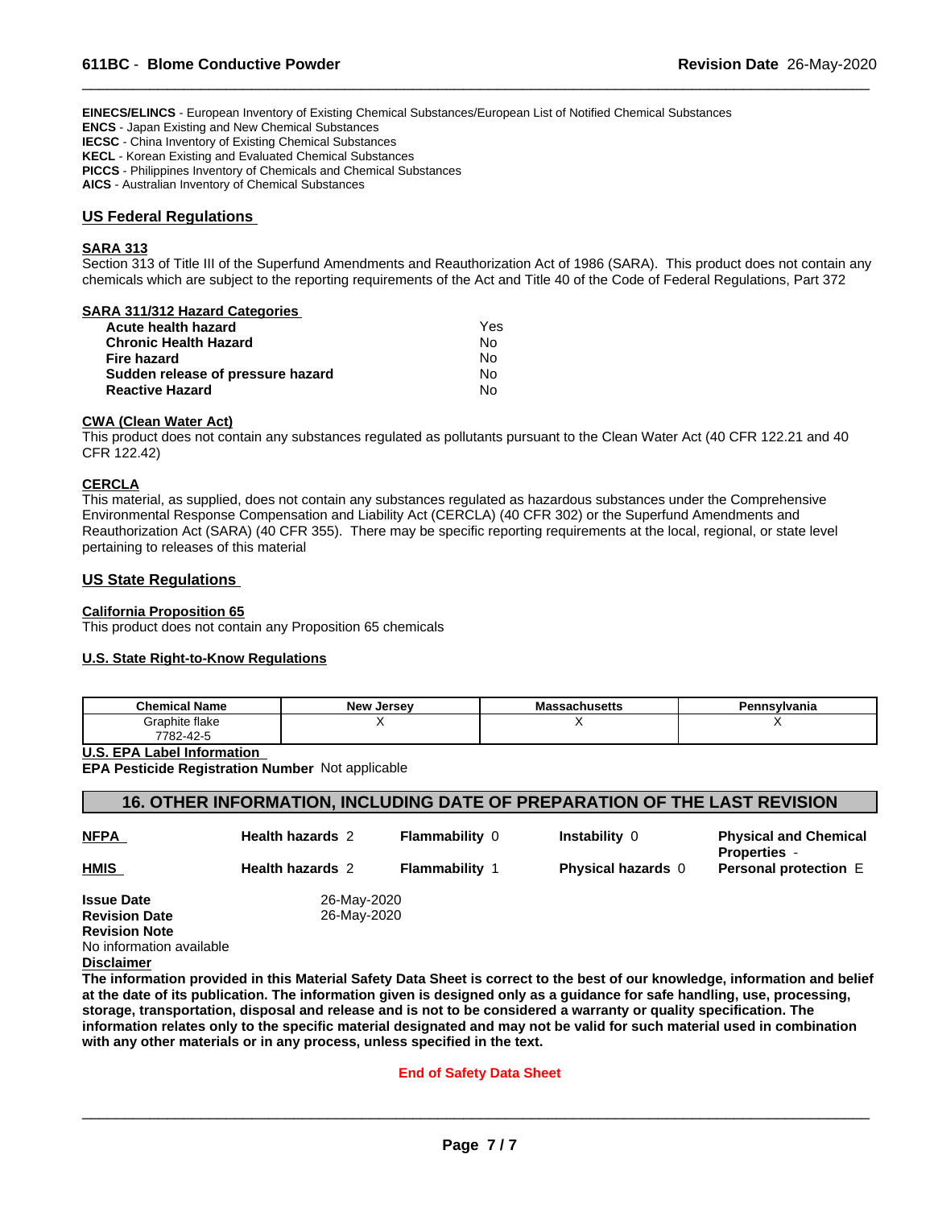**EINECS/ELINCS** - European Inventory of Existing Chemical Substances/European List of Notified Chemical Substances
**ENCS** - Japan Existing and New Chemical Substances
**IECSC** - China Inventory of Existing Chemical Substances
**KECL** - Korean Existing and Evaluated Chemical Substances
**PICCS** - Philippines Inventory of Chemicals and Chemical Substances
**AICS** - Australian Inventory of Chemical Substances

## US Federal Regulations

### SARA 313

Section 313 of Title III of the Superfund Amendments and Reauthorization Act of 1986 (SARA). This product does not contain any chemicals which are subject to the reporting requirements of the Act and Title 40 of the Code of Federal Regulations, Part 372

### SARA 311/312 Hazard Categories

| | |
|---|---|
| **Acute health hazard** | Yes |
| **Chronic Health Hazard** | No |
| **Fire hazard** | No |
| **Sudden release of pressure hazard** | No |
| **Reactive Hazard** | No |

### CWA (Clean Water Act)

This product does not contain any substances regulated as pollutants pursuant to the Clean Water Act (40 CFR 122.21 and 40 CFR 122.42)

### CERCLA

This material, as supplied, does not contain any substances regulated as hazardous substances under the Comprehensive Environmental Response Compensation and Liability Act (CERCLA) (40 CFR 302) or the Superfund Amendments and Reauthorization Act (SARA) (40 CFR 355). There may be specific reporting requirements at the local, regional, or state level pertaining to releases of this material

## US State Regulations

### California Proposition 65

This product does not contain any Proposition 65 chemicals

### U.S. State Right-to-Know Regulations

| Chemical Name | New Jersey | Massachusetts | Pennsylvania |
|---|---|---|---|
| Graphite flake 7782-42-5 | X | X | X |

### U.S. EPA Label Information

**EPA Pesticide Registration Number** Not applicable

## 16. OTHER INFORMATION, INCLUDING DATE OF PREPARATION OF THE LAST REVISION

| | | | | |
|---|---|---|---|---|
| **NFPA** | **Health hazards** 2 | **Flammability** 0 | **Instability** 0 | **Physical and Chemical Properties** - |
| **HMIS** | **Health hazards** 2 | **Flammability** 1 | **Physical hazards** 0 | **Personal protection** E |

**Issue Date** 26-May-2020
**Revision Date** 26-May-2020
**Revision Note**
No information available

**Disclaimer**

**The information provided in this Material Safety Data Sheet is correct to the best of our knowledge, information and belief at the date of its publication. The information given is designed only as a guidance for safe handling, use, processing, storage, transportation, disposal and release and is not to be considered a warranty or quality specification. The information relates only to the specific material designated and may not be valid for such material used in combination with any other materials or in any process, unless specified in the text.**

**End of Safety Data Sheet**